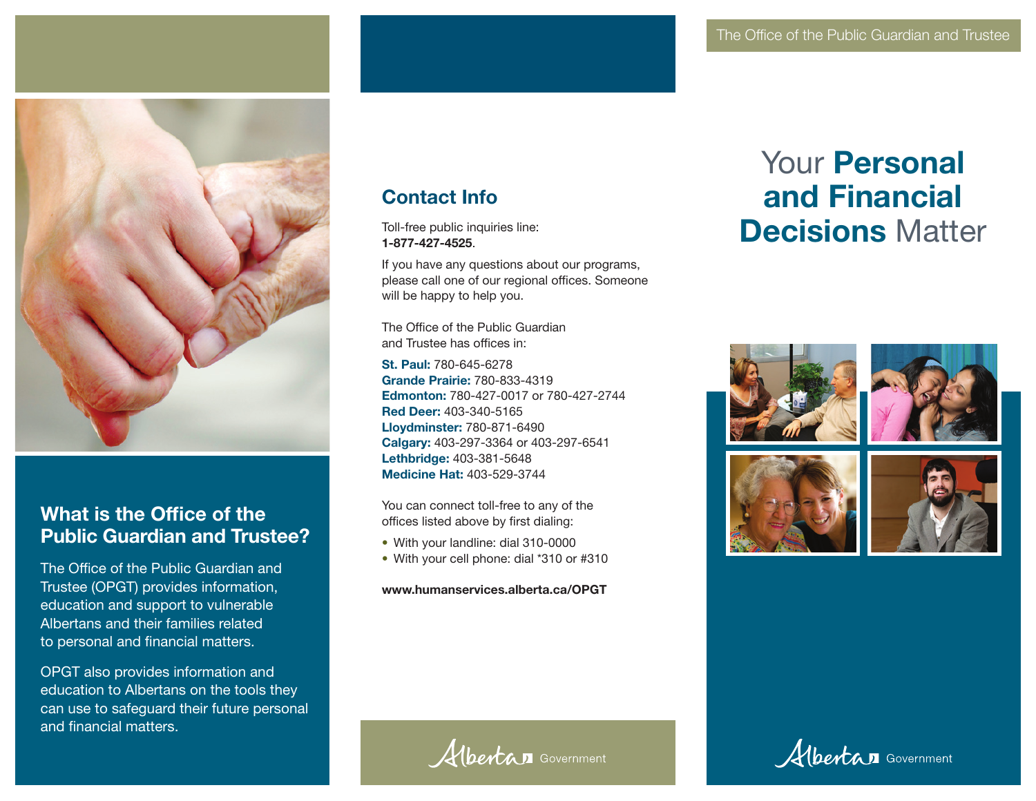## What is the Office of the Public Guardian and Trustee?

The Office of the Public Guardian and Trustee (OPGT) provides information, education and support to vulnerable Albertans and their families related to personal and financial matters.

OPGT also provides information and education to Albertans on the tools they can use to safeguard their future personal and financial matters.

## Contact Info

Toll-free public inquiries line:
**1-877-427-4525**.

If you have any questions about our programs, please call one of our regional offices. Someone will be happy to help you.

The Office of the Public Guardian and Trustee has offices in:

**St. Paul:** 780-645-6278
**Grande Prairie:** 780-833-4319
**Edmonton:** 780-427-0017 or 780-427-2744
**Red Deer:** 403-340-5165
**Lloydminster:** 780-871-6490
**Calgary:** 403-297-3364 or 403-297-6541
**Lethbridge:** 403-381-5648
**Medicine Hat:** 403-529-3744

You can connect toll-free to any of the offices listed above by first dialing:

- With your landline: dial 310-0000
- With your cell phone: dial *310 or #310

**www.humanservices.alberta.ca/OPGT**

Alberta Government

The Office of the Public Guardian and Trustee

# Your **Personal and Financial Decisions** Matter

Alberta Government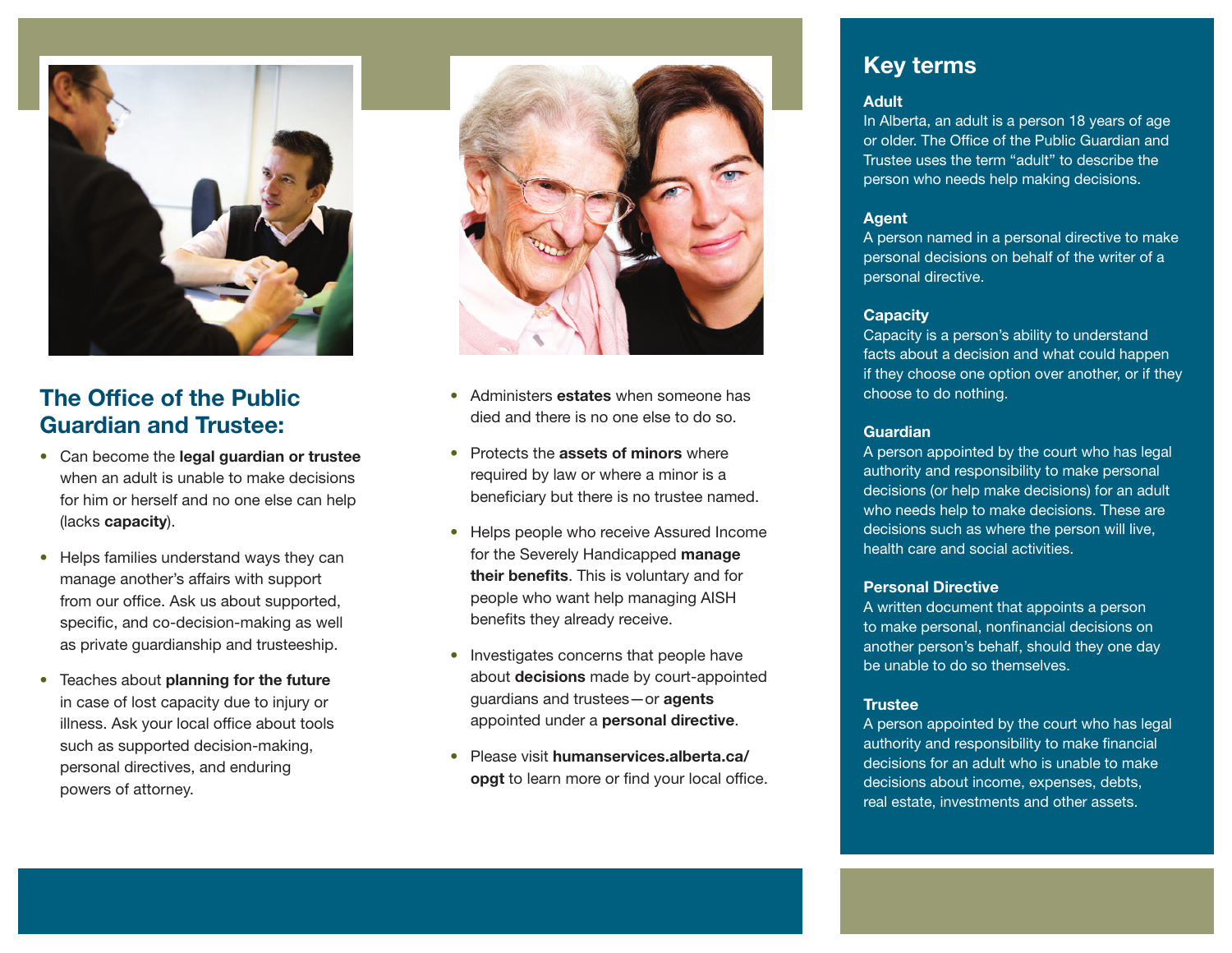## The Office of the Public Guardian and Trustee:

- Can become the **legal guardian or trustee** when an adult is unable to make decisions for him or herself and no one else can help (lacks **capacity**).
- Helps families understand ways they can manage another's affairs with support from our office. Ask us about supported, specific, and co-decision-making as well as private guardianship and trusteeship.
- Teaches about **planning for the future** in case of lost capacity due to injury or illness. Ask your local office about tools such as supported decision-making, personal directives, and enduring powers of attorney.
- Administers **estates** when someone has died and there is no one else to do so.
- Protects the **assets of minors** where required by law or where a minor is a beneficiary but there is no trustee named.
- Helps people who receive Assured Income for the Severely Handicapped **manage their benefits**. This is voluntary and for people who want help managing AISH benefits they already receive.
- Investigates concerns that people have about **decisions** made by court-appointed guardians and trustees—or **agents** appointed under a **personal directive**.
- Please visit **humanservices.alberta.ca/opgt** to learn more or find your local office.

## Key terms

**Adult**
In Alberta, an adult is a person 18 years of age or older. The Office of the Public Guardian and Trustee uses the term "adult" to describe the person who needs help making decisions.

**Agent**
A person named in a personal directive to make personal decisions on behalf of the writer of a personal directive.

**Capacity**
Capacity is a person's ability to understand facts about a decision and what could happen if they choose one option over another, or if they choose to do nothing.

**Guardian**
A person appointed by the court who has legal authority and responsibility to make personal decisions (or help make decisions) for an adult who needs help to make decisions. These are decisions such as where the person will live, health care and social activities.

**Personal Directive**
A written document that appoints a person to make personal, nonfinancial decisions on another person's behalf, should they one day be unable to do so themselves.

**Trustee**
A person appointed by the court who has legal authority and responsibility to make financial decisions for an adult who is unable to make decisions about income, expenses, debts, real estate, investments and other assets.